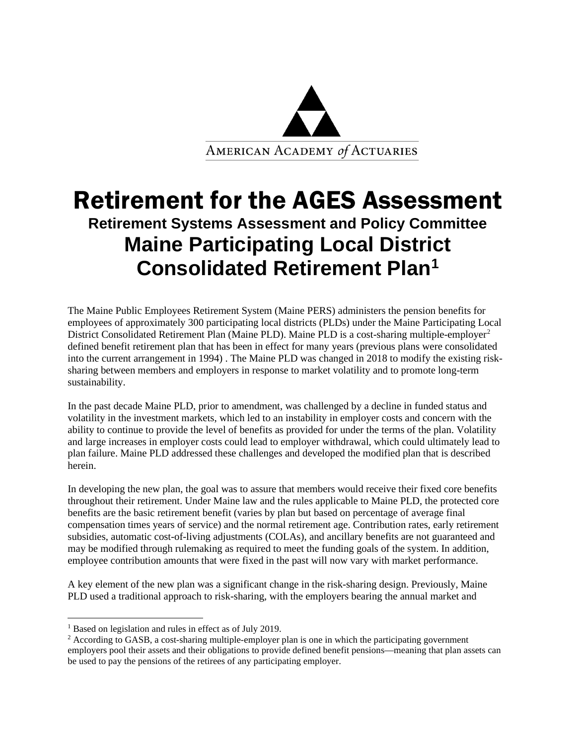AMERICAN ACADEMY *of* ACTUARIES

# Retirement for the AGES Assessment

### Retirement Systems Assessment and Policy Committee

## Maine Participating Local District Consolidated Retirement Plan[1]

The Maine Public Employees Retirement System (Maine PERS) administers the pension benefits for employees of approximately 300 participating local districts (PLDs) under the Maine Participating Local District Consolidated Retirement Plan (Maine PLD). Maine PLD is a cost-sharing multiple-employer[2] defined benefit retirement plan that has been in effect for many years (previous plans were consolidated into the current arrangement in 1994) . The Maine PLD was changed in 2018 to modify the existing risk-sharing between members and employers in response to market volatility and to promote long-term sustainability.

In the past decade Maine PLD, prior to amendment, was challenged by a decline in funded status and volatility in the investment markets, which led to an instability in employer costs and concern with the ability to continue to provide the level of benefits as provided for under the terms of the plan. Volatility and large increases in employer costs could lead to employer withdrawal, which could ultimately lead to plan failure. Maine PLD addressed these challenges and developed the modified plan that is described herein.

In developing the new plan, the goal was to assure that members would receive their fixed core benefits throughout their retirement. Under Maine law and the rules applicable to Maine PLD, the protected core benefits are the basic retirement benefit (varies by plan but based on percentage of average final compensation times years of service) and the normal retirement age. Contribution rates, early retirement subsidies, automatic cost-of-living adjustments (COLAs), and ancillary benefits are not guaranteed and may be modified through rulemaking as required to meet the funding goals of the system. In addition, employee contribution amounts that were fixed in the past will now vary with market performance.

A key element of the new plan was a significant change in the risk-sharing design. Previously, Maine PLD used a traditional approach to risk-sharing, with the employers bearing the annual market and

---

[1] Based on legislation and rules in effect as of July 2019.

[2] According to GASB, a cost-sharing multiple-employer plan is one in which the participating government employers pool their assets and their obligations to provide defined benefit pensions—meaning that plan assets can be used to pay the pensions of the retirees of any participating employer.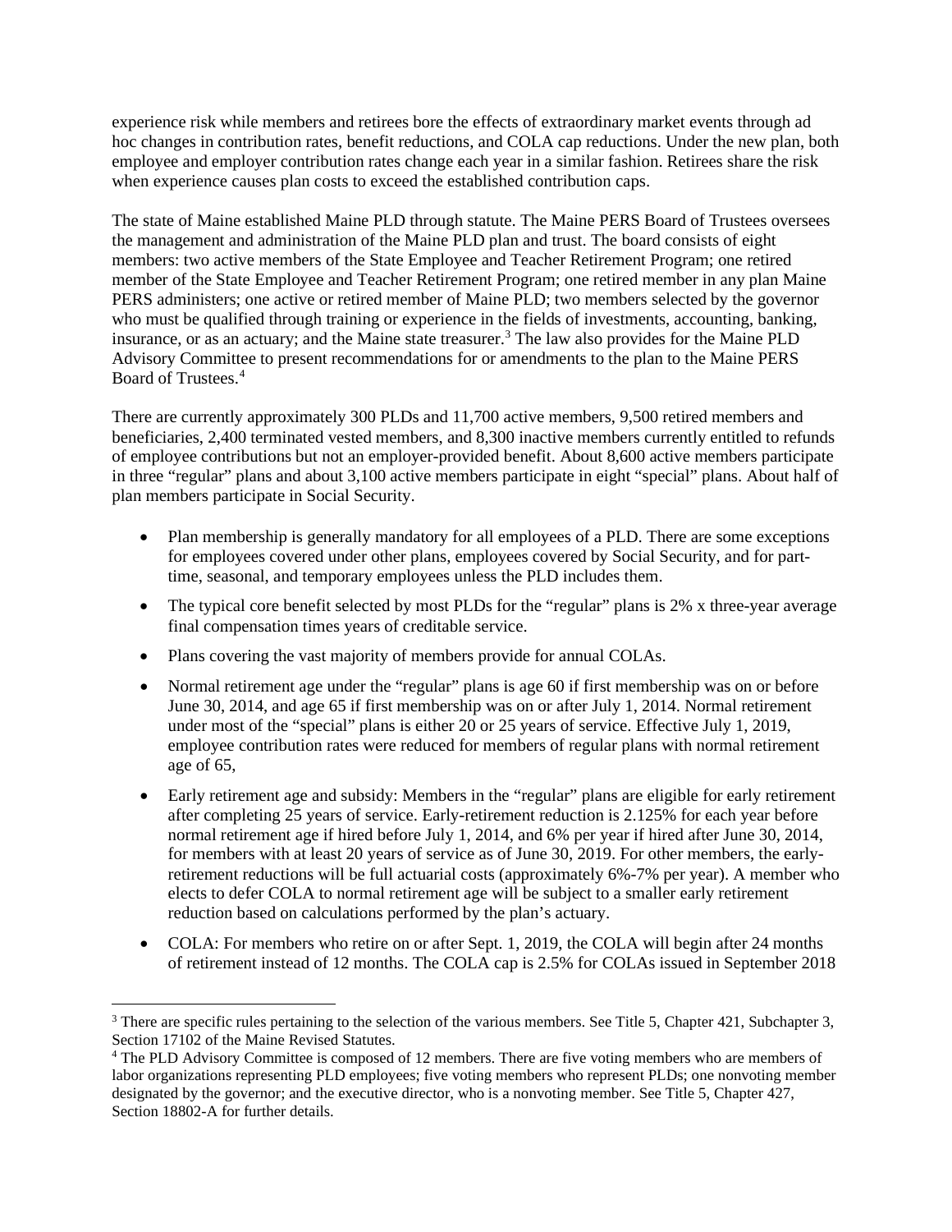experience risk while members and retirees bore the effects of extraordinary market events through ad hoc changes in contribution rates, benefit reductions, and COLA cap reductions. Under the new plan, both employee and employer contribution rates change each year in a similar fashion. Retirees share the risk when experience causes plan costs to exceed the established contribution caps.

The state of Maine established Maine PLD through statute. The Maine PERS Board of Trustees oversees the management and administration of the Maine PLD plan and trust. The board consists of eight members: two active members of the State Employee and Teacher Retirement Program; one retired member of the State Employee and Teacher Retirement Program; one retired member in any plan Maine PERS administers; one active or retired member of Maine PLD; two members selected by the governor who must be qualified through training or experience in the fields of investments, accounting, banking, insurance, or as an actuary; and the Maine state treasurer.[3] The law also provides for the Maine PLD Advisory Committee to present recommendations for or amendments to the plan to the Maine PERS Board of Trustees.[4]

There are currently approximately 300 PLDs and 11,700 active members, 9,500 retired members and beneficiaries, 2,400 terminated vested members, and 8,300 inactive members currently entitled to refunds of employee contributions but not an employer-provided benefit. About 8,600 active members participate in three "regular" plans and about 3,100 active members participate in eight "special" plans. About half of plan members participate in Social Security.

- Plan membership is generally mandatory for all employees of a PLD. There are some exceptions for employees covered under other plans, employees covered by Social Security, and for part-time, seasonal, and temporary employees unless the PLD includes them.
- The typical core benefit selected by most PLDs for the "regular" plans is 2% x three-year average final compensation times years of creditable service.
- Plans covering the vast majority of members provide for annual COLAs.
- Normal retirement age under the "regular" plans is age 60 if first membership was on or before June 30, 2014, and age 65 if first membership was on or after July 1, 2014. Normal retirement under most of the "special" plans is either 20 or 25 years of service. Effective July 1, 2019, employee contribution rates were reduced for members of regular plans with normal retirement age of 65,
- Early retirement age and subsidy: Members in the "regular" plans are eligible for early retirement after completing 25 years of service. Early-retirement reduction is 2.125% for each year before normal retirement age if hired before July 1, 2014, and 6% per year if hired after June 30, 2014, for members with at least 20 years of service as of June 30, 2019. For other members, the early-retirement reductions will be full actuarial costs (approximately 6%-7% per year). A member who elects to defer COLA to normal retirement age will be subject to a smaller early retirement reduction based on calculations performed by the plan's actuary.
- COLA: For members who retire on or after Sept. 1, 2019, the COLA will begin after 24 months of retirement instead of 12 months. The COLA cap is 2.5% for COLAs issued in September 2018

---

[3] There are specific rules pertaining to the selection of the various members. See Title 5, Chapter 421, Subchapter 3, Section 17102 of the Maine Revised Statutes.

[4] The PLD Advisory Committee is composed of 12 members. There are five voting members who are members of labor organizations representing PLD employees; five voting members who represent PLDs; one nonvoting member designated by the governor; and the executive director, who is a nonvoting member. See Title 5, Chapter 427, Section 18802-A for further details.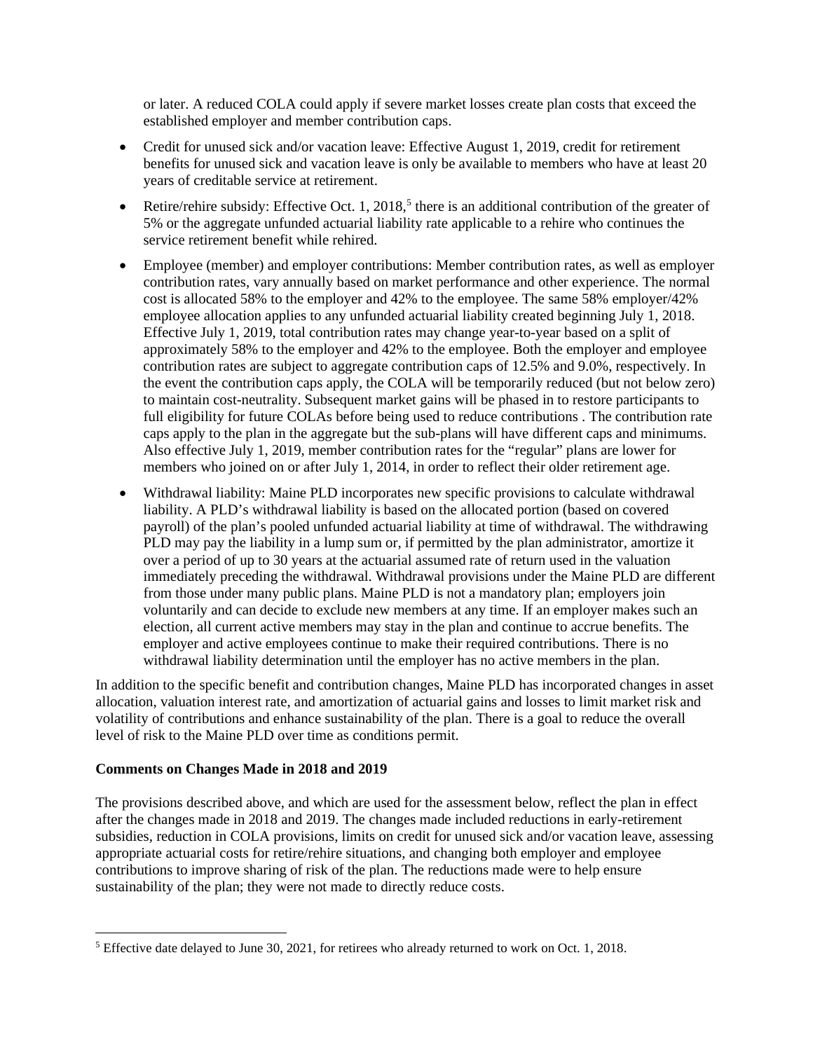or later. A reduced COLA could apply if severe market losses create plan costs that exceed the established employer and member contribution caps.

- Credit for unused sick and/or vacation leave: Effective August 1, 2019, credit for retirement benefits for unused sick and vacation leave is only be available to members who have at least 20 years of creditable service at retirement.
- Retire/rehire subsidy: Effective Oct. 1, 2018,[5] there is an additional contribution of the greater of 5% or the aggregate unfunded actuarial liability rate applicable to a rehire who continues the service retirement benefit while rehired.
- Employee (member) and employer contributions: Member contribution rates, as well as employer contribution rates, vary annually based on market performance and other experience. The normal cost is allocated 58% to the employer and 42% to the employee. The same 58% employer/42% employee allocation applies to any unfunded actuarial liability created beginning July 1, 2018. Effective July 1, 2019, total contribution rates may change year-to-year based on a split of approximately 58% to the employer and 42% to the employee. Both the employer and employee contribution rates are subject to aggregate contribution caps of 12.5% and 9.0%, respectively. In the event the contribution caps apply, the COLA will be temporarily reduced (but not below zero) to maintain cost-neutrality. Subsequent market gains will be phased in to restore participants to full eligibility for future COLAs before being used to reduce contributions . The contribution rate caps apply to the plan in the aggregate but the sub-plans will have different caps and minimums. Also effective July 1, 2019, member contribution rates for the "regular" plans are lower for members who joined on or after July 1, 2014, in order to reflect their older retirement age.
- Withdrawal liability: Maine PLD incorporates new specific provisions to calculate withdrawal liability. A PLD's withdrawal liability is based on the allocated portion (based on covered payroll) of the plan's pooled unfunded actuarial liability at time of withdrawal. The withdrawing PLD may pay the liability in a lump sum or, if permitted by the plan administrator, amortize it over a period of up to 30 years at the actuarial assumed rate of return used in the valuation immediately preceding the withdrawal. Withdrawal provisions under the Maine PLD are different from those under many public plans. Maine PLD is not a mandatory plan; employers join voluntarily and can decide to exclude new members at any time. If an employer makes such an election, all current active members may stay in the plan and continue to accrue benefits. The employer and active employees continue to make their required contributions. There is no withdrawal liability determination until the employer has no active members in the plan.

In addition to the specific benefit and contribution changes, Maine PLD has incorporated changes in asset allocation, valuation interest rate, and amortization of actuarial gains and losses to limit market risk and volatility of contributions and enhance sustainability of the plan. There is a goal to reduce the overall level of risk to the Maine PLD over time as conditions permit.

**Comments on Changes Made in 2018 and 2019**

The provisions described above, and which are used for the assessment below, reflect the plan in effect after the changes made in 2018 and 2019. The changes made included reductions in early-retirement subsidies, reduction in COLA provisions, limits on credit for unused sick and/or vacation leave, assessing appropriate actuarial costs for retire/rehire situations, and changing both employer and employee contributions to improve sharing of risk of the plan. The reductions made were to help ensure sustainability of the plan; they were not made to directly reduce costs.

[5] Effective date delayed to June 30, 2021, for retirees who already returned to work on Oct. 1, 2018.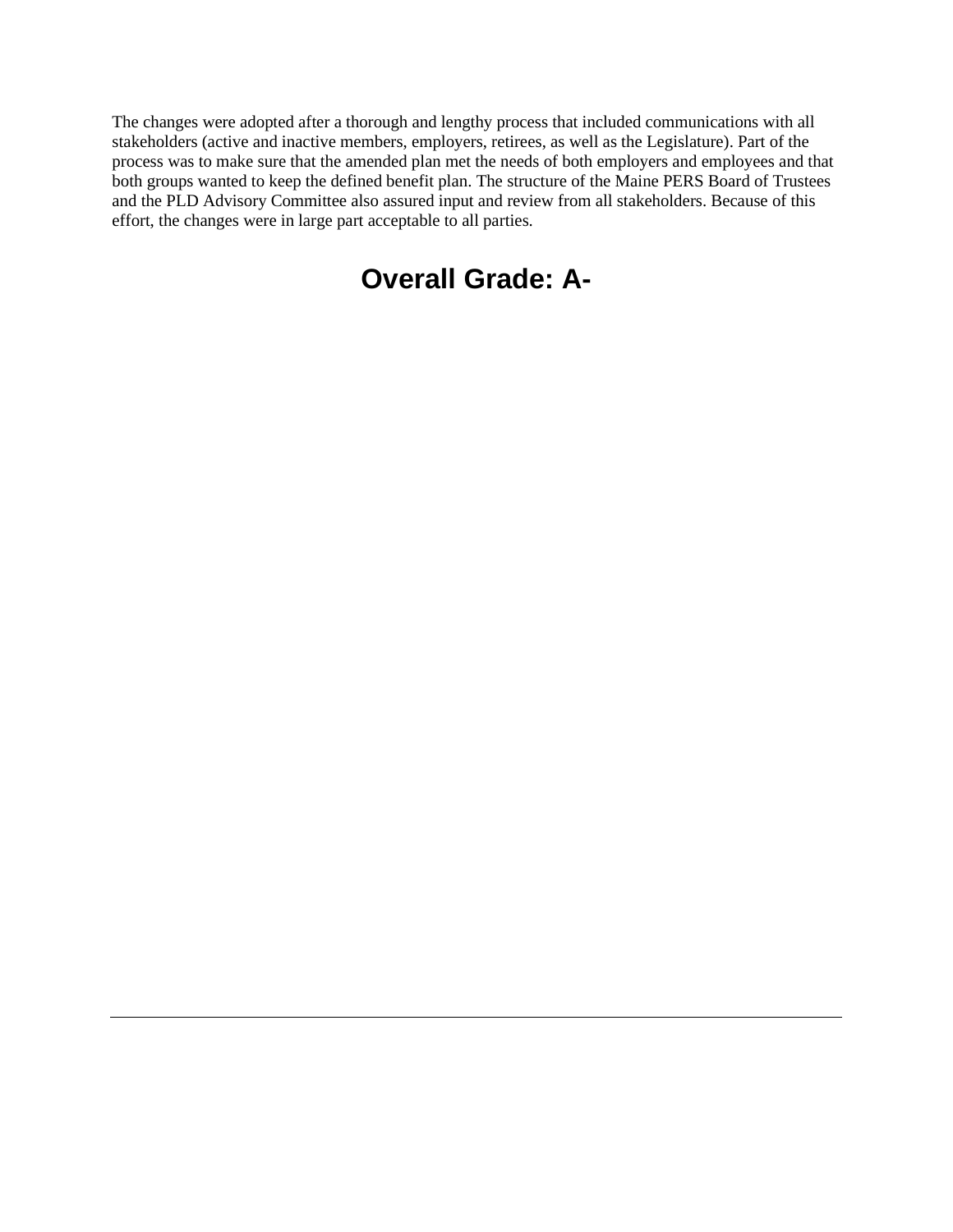The changes were adopted after a thorough and lengthy process that included communications with all stakeholders (active and inactive members, employers, retirees, as well as the Legislature). Part of the process was to make sure that the amended plan met the needs of both employers and employees and that both groups wanted to keep the defined benefit plan. The structure of the Maine PERS Board of Trustees and the PLD Advisory Committee also assured input and review from all stakeholders. Because of this effort, the changes were in large part acceptable to all parties.

## Overall Grade: A-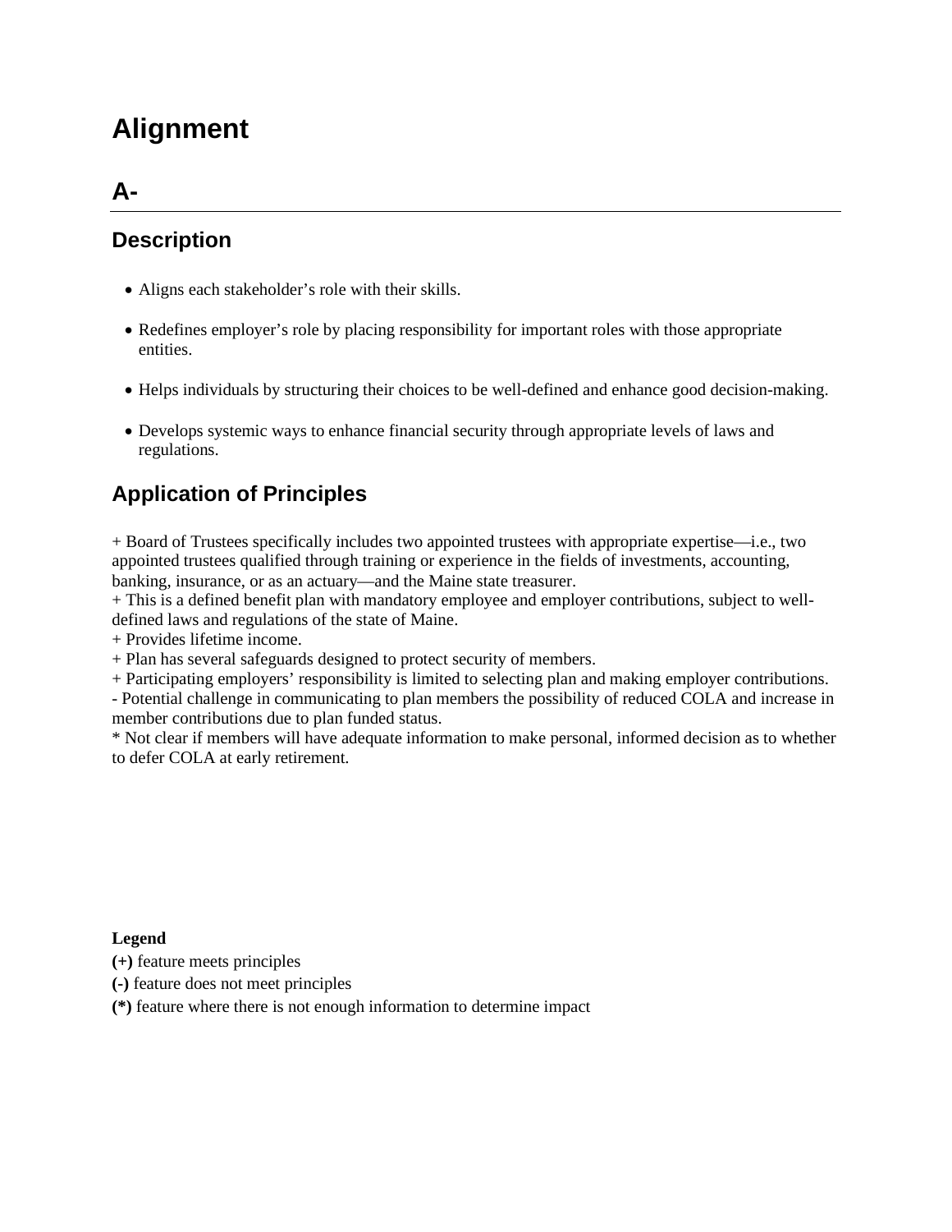# Alignment

## A-

---

### Description

- Aligns each stakeholder's role with their skills.
- Redefines employer's role by placing responsibility for important roles with those appropriate entities.
- Helps individuals by structuring their choices to be well-defined and enhance good decision-making.
- Develops systemic ways to enhance financial security through appropriate levels of laws and regulations.

### Application of Principles

+ Board of Trustees specifically includes two appointed trustees with appropriate expertise—i.e., two appointed trustees qualified through training or experience in the fields of investments, accounting, banking, insurance, or as an actuary—and the Maine state treasurer.
+ This is a defined benefit plan with mandatory employee and employer contributions, subject to well-defined laws and regulations of the state of Maine.
+ Provides lifetime income.
+ Plan has several safeguards designed to protect security of members.
+ Participating employers' responsibility is limited to selecting plan and making employer contributions.
- Potential challenge in communicating to plan members the possibility of reduced COLA and increase in member contributions due to plan funded status.
* Not clear if members will have adequate information to make personal, informed decision as to whether to defer COLA at early retirement.

**Legend**

**(+)** feature meets principles

**(-)** feature does not meet principles

**(*)** feature where there is not enough information to determine impact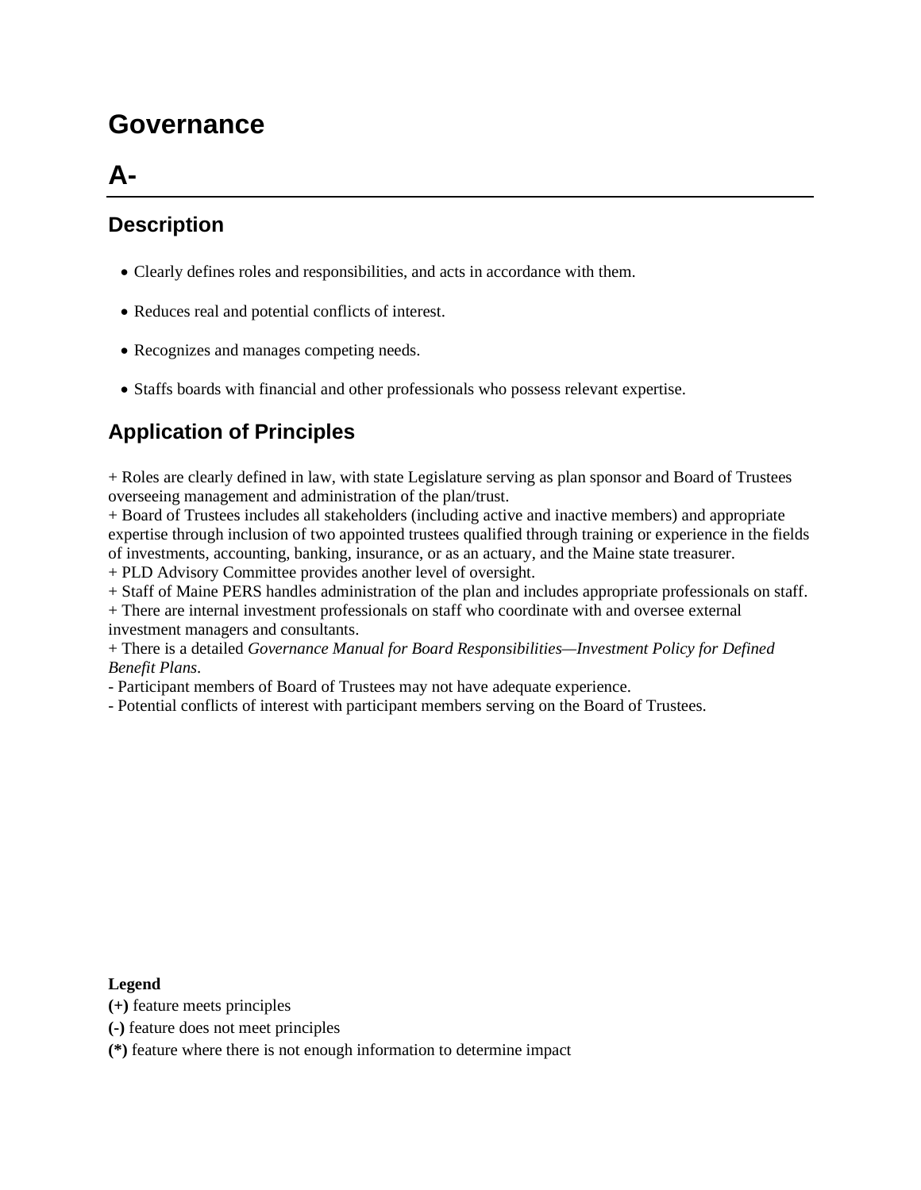# Governance

# A-

## Description

- Clearly defines roles and responsibilities, and acts in accordance with them.
- Reduces real and potential conflicts of interest.
- Recognizes and manages competing needs.
- Staffs boards with financial and other professionals who possess relevant expertise.

## Application of Principles

+ Roles are clearly defined in law, with state Legislature serving as plan sponsor and Board of Trustees overseeing management and administration of the plan/trust.
+ Board of Trustees includes all stakeholders (including active and inactive members) and appropriate expertise through inclusion of two appointed trustees qualified through training or experience in the fields of investments, accounting, banking, insurance, or as an actuary, and the Maine state treasurer.
+ PLD Advisory Committee provides another level of oversight.
+ Staff of Maine PERS handles administration of the plan and includes appropriate professionals on staff.
+ There are internal investment professionals on staff who coordinate with and oversee external investment managers and consultants.
+ There is a detailed *Governance Manual for Board Responsibilities—Investment Policy for Defined Benefit Plans*.
- Participant members of Board of Trustees may not have adequate experience.
- Potential conflicts of interest with participant members serving on the Board of Trustees.

**Legend**

**(+)** feature meets principles

**(-)** feature does not meet principles

**(*)** feature where there is not enough information to determine impact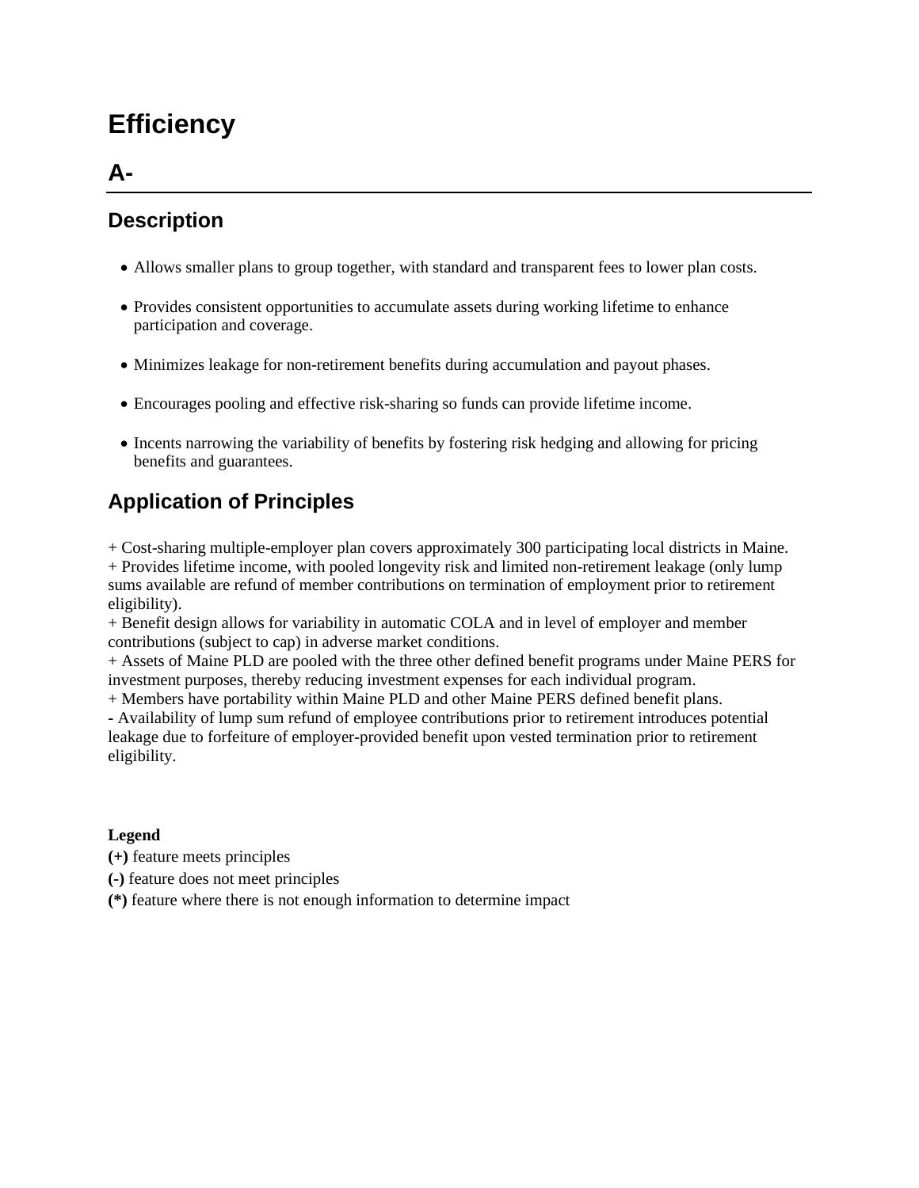# Efficiency

## A-

## Description

- Allows smaller plans to group together, with standard and transparent fees to lower plan costs.
- Provides consistent opportunities to accumulate assets during working lifetime to enhance participation and coverage.
- Minimizes leakage for non-retirement benefits during accumulation and payout phases.
- Encourages pooling and effective risk-sharing so funds can provide lifetime income.
- Incents narrowing the variability of benefits by fostering risk hedging and allowing for pricing benefits and guarantees.

## Application of Principles

+ Cost-sharing multiple-employer plan covers approximately 300 participating local districts in Maine.
+ Provides lifetime income, with pooled longevity risk and limited non-retirement leakage (only lump sums available are refund of member contributions on termination of employment prior to retirement eligibility).
+ Benefit design allows for variability in automatic COLA and in level of employer and member contributions (subject to cap) in adverse market conditions.
+ Assets of Maine PLD are pooled with the three other defined benefit programs under Maine PERS for investment purposes, thereby reducing investment expenses for each individual program.
+ Members have portability within Maine PLD and other Maine PERS defined benefit plans.
- Availability of lump sum refund of employee contributions prior to retirement introduces potential leakage due to forfeiture of employer-provided benefit upon vested termination prior to retirement eligibility.

**Legend**

**(+)** feature meets principles

**(-)** feature does not meet principles

**(*)** feature where there is not enough information to determine impact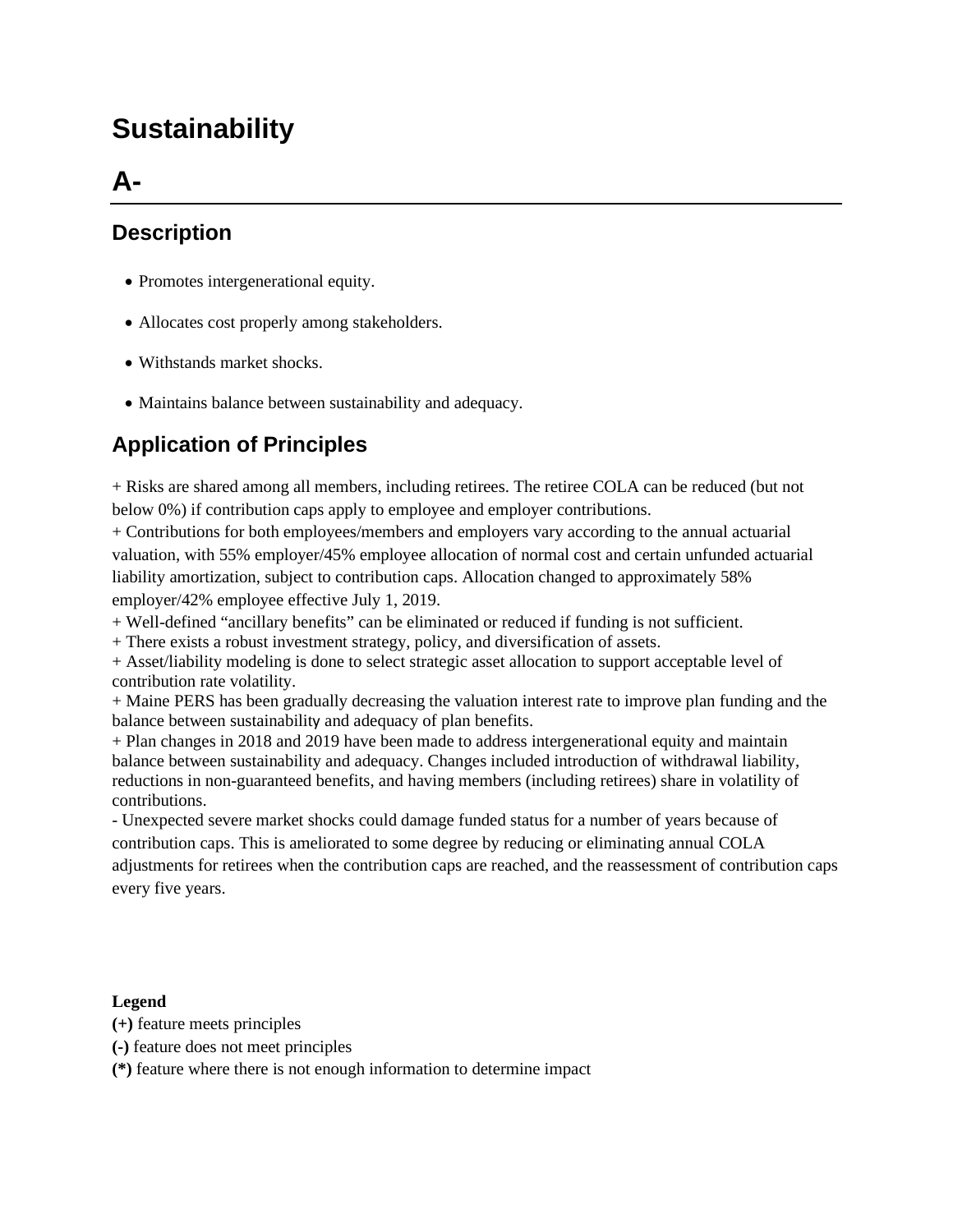# Sustainability

# A-

## Description

- Promotes intergenerational equity.
- Allocates cost properly among stakeholders.
- Withstands market shocks.
- Maintains balance between sustainability and adequacy.

## Application of Principles

+ Risks are shared among all members, including retirees. The retiree COLA can be reduced (but not below 0%) if contribution caps apply to employee and employer contributions.
+ Contributions for both employees/members and employers vary according to the annual actuarial valuation, with 55% employer/45% employee allocation of normal cost and certain unfunded actuarial liability amortization, subject to contribution caps. Allocation changed to approximately 58% employer/42% employee effective July 1, 2019.
+ Well-defined "ancillary benefits" can be eliminated or reduced if funding is not sufficient.
+ There exists a robust investment strategy, policy, and diversification of assets.
+ Asset/liability modeling is done to select strategic asset allocation to support acceptable level of contribution rate volatility.
+ Maine PERS has been gradually decreasing the valuation interest rate to improve plan funding and the balance between sustainability and adequacy of plan benefits.
+ Plan changes in 2018 and 2019 have been made to address intergenerational equity and maintain balance between sustainability and adequacy. Changes included introduction of withdrawal liability, reductions in non-guaranteed benefits, and having members (including retirees) share in volatility of contributions.
- Unexpected severe market shocks could damage funded status for a number of years because of contribution caps. This is ameliorated to some degree by reducing or eliminating annual COLA adjustments for retirees when the contribution caps are reached, and the reassessment of contribution caps every five years.

**Legend**

**(+)** feature meets principles

**(-)** feature does not meet principles

**(*)** feature where there is not enough information to determine impact